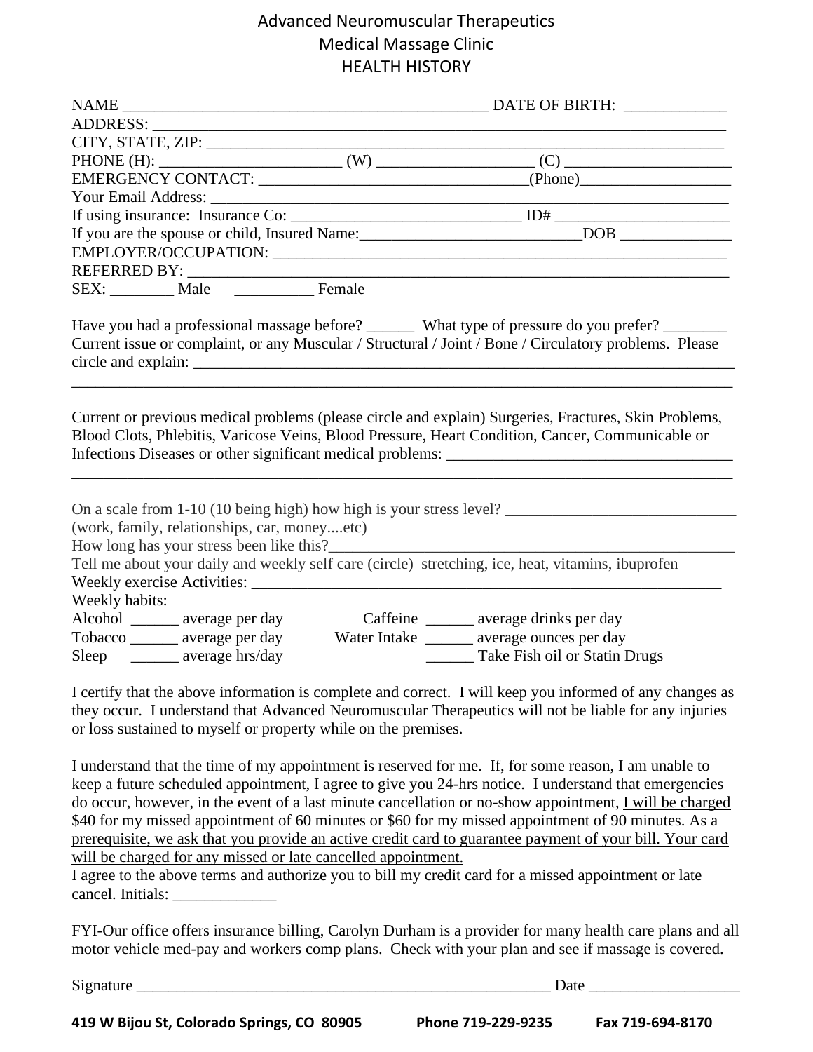# Advanced Neuromuscular Therapeutics
## Medical Massage Clinic
## HEALTH HISTORY

NAME _______________________________________________ DATE OF BIRTH: _____________

ADDRESS: ___________________________________________________________________________

CITY, STATE, ZIP: ____________________________________________________________________

PHONE (H): _______________________ (W) ___________________ (C) _____________________

EMERGENCY CONTACT: _________________________________(Phone)___________________

Your Email Address: ___________________________________________________________________

If using insurance: Insurance Co: _____________________________ ID# ______________________

If you are the spouse or child, Insured Name:____________________________DOB ______________

EMPLOYER/OCCUPATION: ____________________________________________________________

REFERRED BY: _______________________________________________________________________

SEX: ________ Male __________ Female

Have you had a professional massage before? ______ What type of pressure do you prefer? ________

Current issue or complaint, or any Muscular / Structural / Joint / Bone / Circulatory problems. Please circle and explain: __________________________________________________________________________

_____________________________________________________________________________________

Current or previous medical problems (please circle and explain) Surgeries, Fractures, Skin Problems, Blood Clots, Phlebitis, Varicose Veins, Blood Pressure, Heart Condition, Cancer, Communicable or Infections Diseases or other significant medical problems: ____________________________________

_____________________________________________________________________________________

On a scale from 1-10 (10 being high) how high is your stress level? ______________________________
(work, family, relationships, car, money....etc)

How long has your stress been like this?____________________________________________________

Tell me about your daily and weekly self care (circle) stretching, ice, heat, vitamins, ibuprofen

Weekly exercise Activities: ______________________________________________________________

Weekly habits:

Alcohol ______ average per day  Caffeine ______ average drinks per day

Tobacco ______ average per day  Water Intake ______ average ounces per day

Sleep ______ average hrs/day  ______ Take Fish oil or Statin Drugs

I certify that the above information is complete and correct. I will keep you informed of any changes as they occur. I understand that Advanced Neuromuscular Therapeutics will not be liable for any injuries or loss sustained to myself or property while on the premises.

I understand that the time of my appointment is reserved for me. If, for some reason, I am unable to keep a future scheduled appointment, I agree to give you 24-hrs notice. I understand that emergencies do occur, however, in the event of a last minute cancellation or no-show appointment, <u>I will be charged $40 for my missed appointment of 60 minutes or $60 for my missed appointment of 90 minutes. As a prerequisite, we ask that you provide an active credit card to guarantee payment of your bill. Your card will be charged for any missed or late cancelled appointment.</u>

I agree to the above terms and authorize you to bill my credit card for a missed appointment or late cancel. Initials: _____________

FYI-Our office offers insurance billing, Carolyn Durham is a provider for many health care plans and all motor vehicle med-pay and workers comp plans. Check with your plan and see if massage is covered.

Signature ______________________________________________________ Date ___________________

**419 W Bijou St, Colorado Springs, CO 80905  Phone 719-229-9235  Fax 719-694-8170**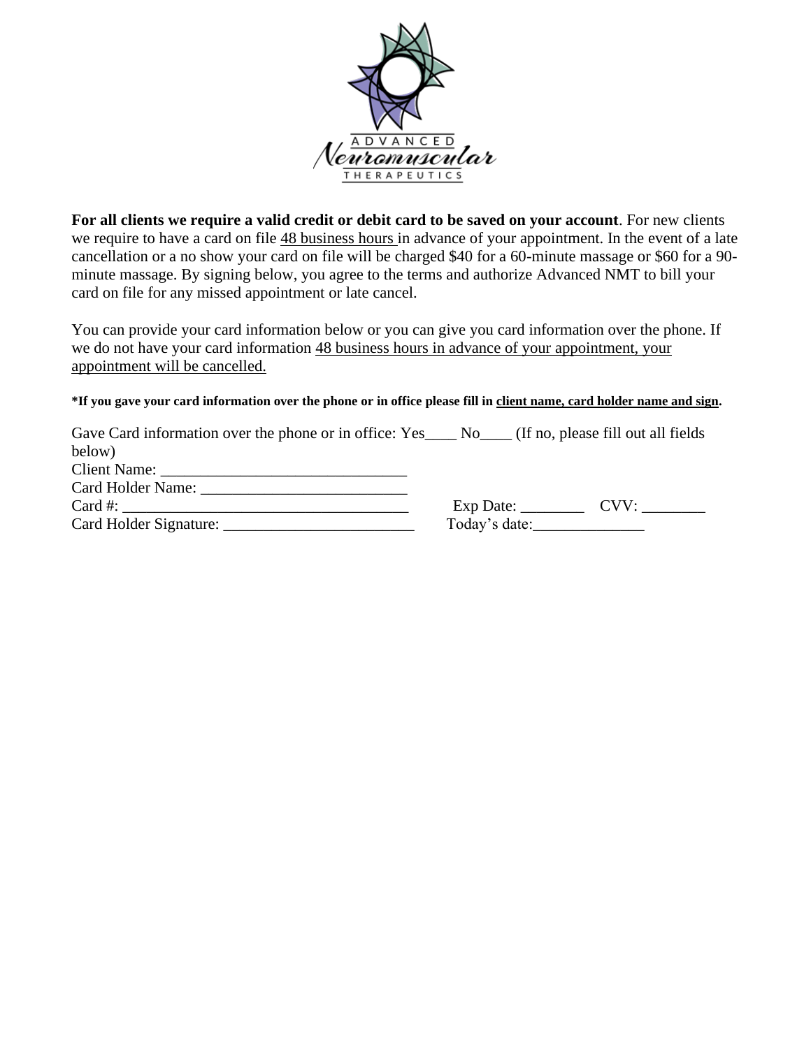ADVANCED Neuromuscular THERAPEUTICS

**For all clients we require a valid credit or debit card to be saved on your account**. For new clients we require to have a card on file <u>48 business hours</u> in advance of your appointment. In the event of a late cancellation or a no show your card on file will be charged $40 for a 60-minute massage or $60 for a 90-minute massage. By signing below, you agree to the terms and authorize Advanced NMT to bill your card on file for any missed appointment or late cancel.

You can provide your card information below or you can give you card information over the phone. If we do not have your card information <u>48 business hours in advance of your appointment, your appointment will be cancelled.</u>

***If you gave your card information over the phone or in office please fill in <u>client name, card holder name and sign</u>.**

Gave Card information over the phone or in office: Yes____ No____ (If no, please fill out all fields below)

Client Name: ______________________________

Card Holder Name: __________________________

Card #: ___________________________________ Exp Date: ________ CVV: ________

Card Holder Signature: ________________________ Today's date:______________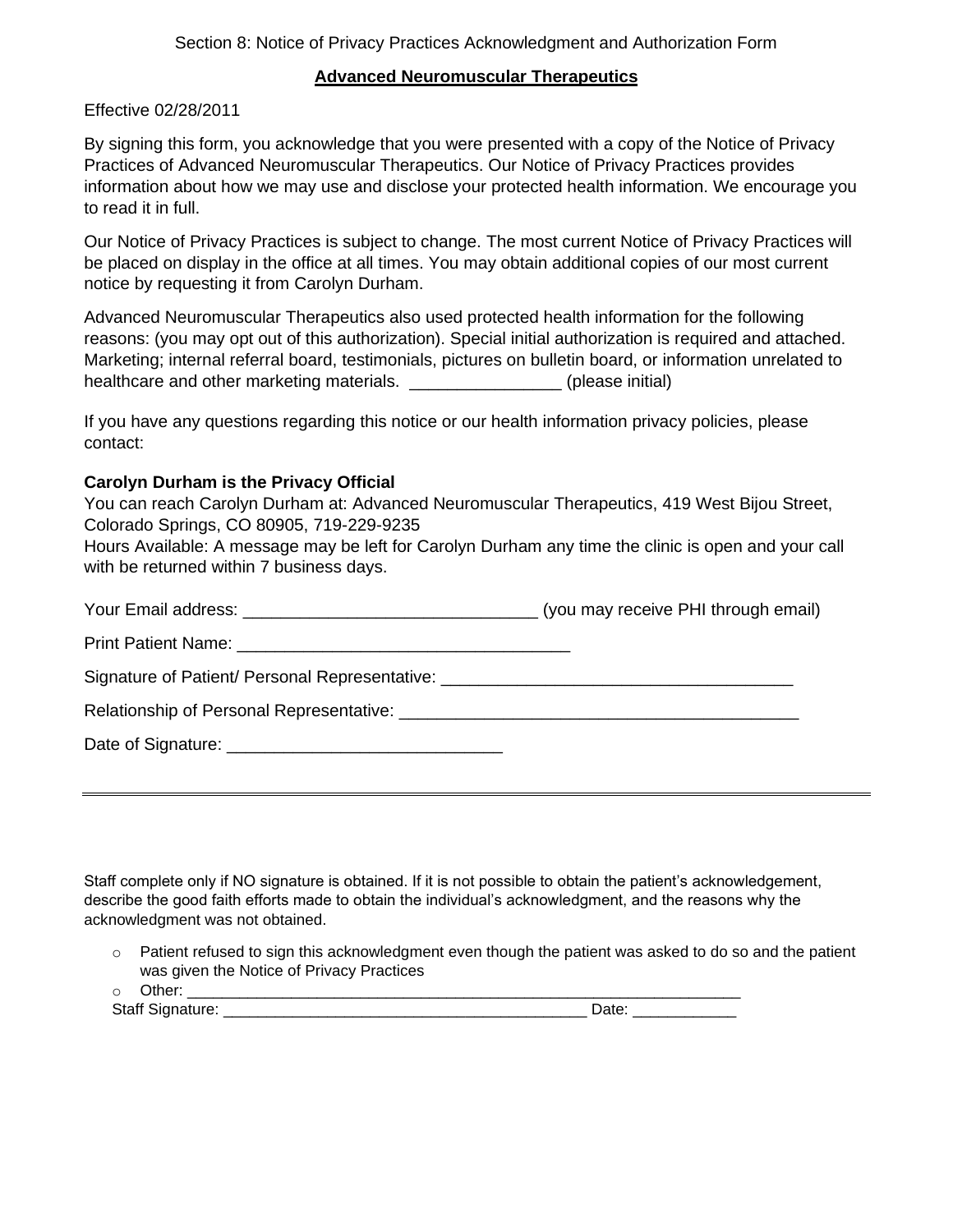Section 8: Notice of Privacy Practices Acknowledgment and Authorization Form

**Advanced Neuromuscular Therapeutics**

Effective 02/28/2011

By signing this form, you acknowledge that you were presented with a copy of the Notice of Privacy Practices of Advanced Neuromuscular Therapeutics. Our Notice of Privacy Practices provides information about how we may use and disclose your protected health information. We encourage you to read it in full.

Our Notice of Privacy Practices is subject to change. The most current Notice of Privacy Practices will be placed on display in the office at all times. You may obtain additional copies of our most current notice by requesting it from Carolyn Durham.

Advanced Neuromuscular Therapeutics also used protected health information for the following reasons: (you may opt out of this authorization). Special initial authorization is required and attached. Marketing; internal referral board, testimonials, pictures on bulletin board, or information unrelated to healthcare and other marketing materials. ________________ (please initial)

If you have any questions regarding this notice or our health information privacy policies, please contact:

**Carolyn Durham is the Privacy Official**
You can reach Carolyn Durham at: Advanced Neuromuscular Therapeutics, 419 West Bijou Street, Colorado Springs, CO 80905, 719-229-9235
Hours Available: A message may be left for Carolyn Durham any time the clinic is open and your call with be returned within 7 business days.

Your Email address: _______________________________ (you may receive PHI through email)

Print Patient Name: ___________________________________

Signature of Patient/ Personal Representative: _____________________________________

Relationship of Personal Representative: __________________________________________

Date of Signature: _____________________________

---

Staff complete only if NO signature is obtained. If it is not possible to obtain the patient's acknowledgement, describe the good faith efforts made to obtain the individual's acknowledgment, and the reasons why the acknowledgment was not obtained.

- Patient refused to sign this acknowledgment even though the patient was asked to do so and the patient was given the Notice of Privacy Practices
- Other: ____________________________________________________________________

Staff Signature: ___________________________________________ Date: ____________